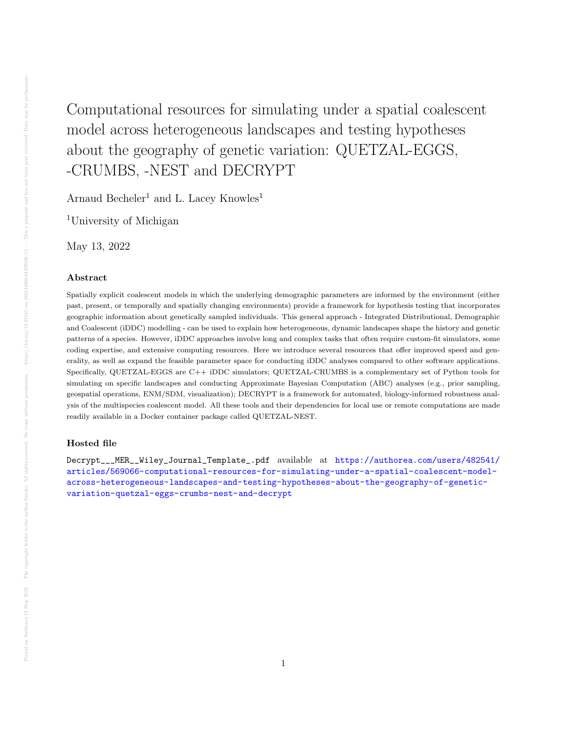# Computational resources for simulating under a spatial coalescent model across heterogeneous landscapes and testing hypotheses about the geography of genetic variation: QUETZAL-EGGS, -CRUMBS, -NEST and DECRYPT

Arnaud Becheler[1] and L. Lacey Knowles[1]

[1]University of Michigan

May 13, 2022

### Abstract

Spatially explicit coalescent models in which the underlying demographic parameters are informed by the environment (either past, present, or temporally and spatially changing environments) provide a framework for hypothesis testing that incorporates geographic information about genetically sampled individuals. This general approach - Integrated Distributional, Demographic and Coalescent (iDDC) modelling - can be used to explain how heterogeneous, dynamic landscapes shape the history and genetic patterns of a species. However, iDDC approaches involve long and complex tasks that often require custom-fit simulators, some coding expertise, and extensive computing resources. Here we introduce several resources that offer improved speed and generality, as well as expand the feasible parameter space for conducting iDDC analyses compared to other software applications. Specifically, QUETZAL-EGGS are C++ iDDC simulators; QUETZAL-CRUMBS is a complementary set of Python tools for simulating on specific landscapes and conducting Approximate Bayesian Computation (ABC) analyses (e.g., prior sampling, geospatial operations, ENM/SDM, visualization); DECRYPT is a framework for automated, biology-informed robustness analysis of the multispecies coalescent model. All these tools and their dependencies for local use or remote computations are made readily available in a Docker container package called QUETZAL-NEST.

### Hosted file

Decrypt___MER__Wiley_Journal_Template_.pdf available at https://authorea.com/users/482541/articles/569066-computational-resources-for-simulating-under-a-spatial-coalescent-model-across-heterogeneous-landscapes-and-testing-hypotheses-about-the-geography-of-genetic-variation-quetzal-eggs-crumbs-nest-and-decrypt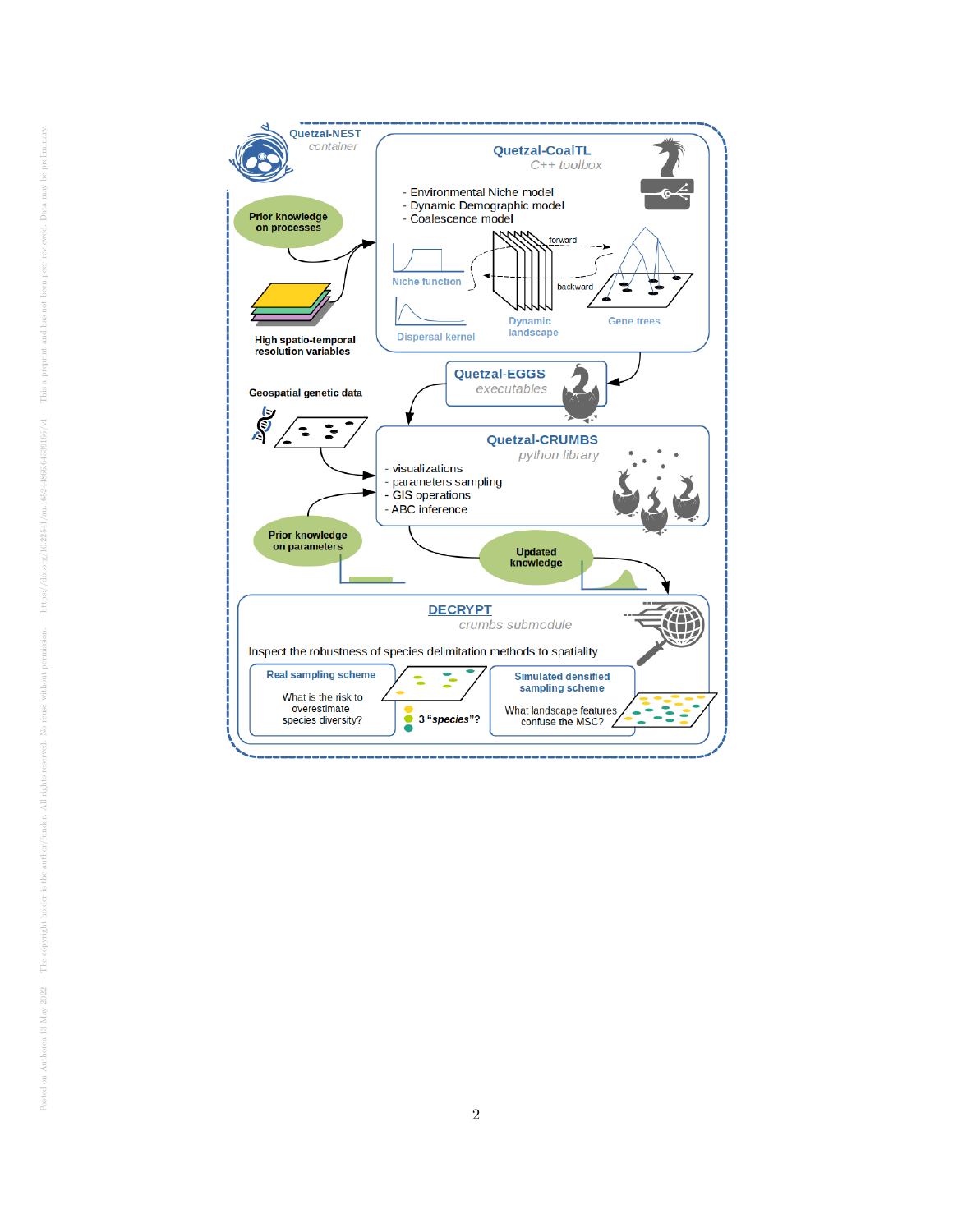Quetzal-NEST
container

Quetzal-CoalTL
C++ toolbox

- Environmental Niche model
- Dynamic Demographic model
- Coalescence model

Prior knowledge on processes

forward

backward

Niche function

Dispersal kernel

Dynamic landscape

Gene trees

High spatio-temporal resolution variables

Quetzal-EGGS
executables

Geospatial genetic data

Quetzal-CRUMBS
python library

- visualizations
- parameters sampling
- GIS operations
- ABC inference

Prior knowledge on parameters

Updated knowledge

DECRYPT
crumbs submodule

Inspect the robustness of species delimitation methods to spatiality

Real sampling scheme

What is the risk to overestimate species diversity?

3 "species"?

Simulated densified sampling scheme

What landscape features confuse the MSC?